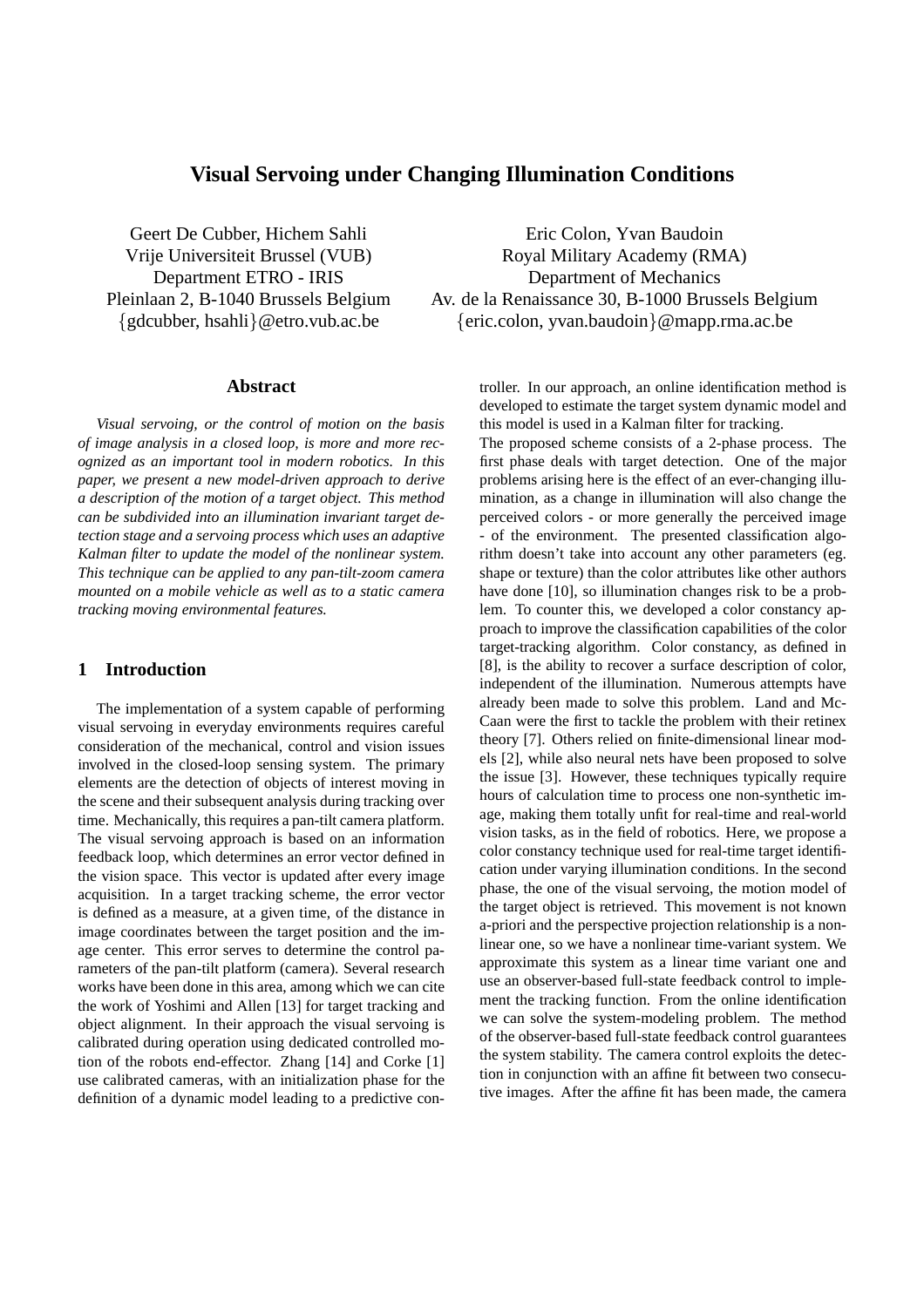# Visual Servoing under Changing Illumination Conditions

Geert De Cubber, Hichem Sahli
Vrije Universiteit Brussel (VUB)
Department ETRO - IRIS
Pleinlaan 2, B-1040 Brussels Belgium
{gdcubber, hsahli}@etro.vub.ac.be

Eric Colon, Yvan Baudoin
Royal Military Academy (RMA)
Department of Mechanics
Av. de la Renaissance 30, B-1000 Brussels Belgium
{eric.colon, yvan.baudoin}@mapp.rma.ac.be

## Abstract

*Visual servoing, or the control of motion on the basis of image analysis in a closed loop, is more and more recognized as an important tool in modern robotics. In this paper, we present a new model-driven approach to derive a description of the motion of a target object. This method can be subdivided into an illumination invariant target detection stage and a servoing process which uses an adaptive Kalman filter to update the model of the nonlinear system. This technique can be applied to any pan-tilt-zoom camera mounted on a mobile vehicle as well as to a static camera tracking moving environmental features.*

## 1 Introduction

The implementation of a system capable of performing visual servoing in everyday environments requires careful consideration of the mechanical, control and vision issues involved in the closed-loop sensing system. The primary elements are the detection of objects of interest moving in the scene and their subsequent analysis during tracking over time. Mechanically, this requires a pan-tilt camera platform. The visual servoing approach is based on an information feedback loop, which determines an error vector defined in the vision space. This vector is updated after every image acquisition. In a target tracking scheme, the error vector is defined as a measure, at a given time, of the distance in image coordinates between the target position and the image center. This error serves to determine the control parameters of the pan-tilt platform (camera). Several research works have been done in this area, among which we can cite the work of Yoshimi and Allen [13] for target tracking and object alignment. In their approach the visual servoing is calibrated during operation using dedicated controlled motion of the robots end-effector. Zhang [14] and Corke [1] use calibrated cameras, with an initialization phase for the definition of a dynamic model leading to a predictive controller. In our approach, an online identification method is developed to estimate the target system dynamic model and this model is used in a Kalman filter for tracking.

The proposed scheme consists of a 2-phase process. The first phase deals with target detection. One of the major problems arising here is the effect of an ever-changing illumination, as a change in illumination will also change the perceived colors - or more generally the perceived image - of the environment. The presented classification algorithm doesn't take into account any other parameters (eg. shape or texture) than the color attributes like other authors have done [10], so illumination changes risk to be a problem. To counter this, we developed a color constancy approach to improve the classification capabilities of the color target-tracking algorithm. Color constancy, as defined in [8], is the ability to recover a surface description of color, independent of the illumination. Numerous attempts have already been made to solve this problem. Land and McCaan were the first to tackle the problem with their retinex theory [7]. Others relied on finite-dimensional linear models [2], while also neural nets have been proposed to solve the issue [3]. However, these techniques typically require hours of calculation time to process one non-synthetic image, making them totally unfit for real-time and real-world vision tasks, as in the field of robotics. Here, we propose a color constancy technique used for real-time target identification under varying illumination conditions. In the second phase, the one of the visual servoing, the motion model of the target object is retrieved. This movement is not known a-priori and the perspective projection relationship is a nonlinear one, so we have a nonlinear time-variant system. We approximate this system as a linear time variant one and use an observer-based full-state feedback control to implement the tracking function. From the online identification we can solve the system-modeling problem. The method of the observer-based full-state feedback control guarantees the system stability. The camera control exploits the detection in conjunction with an affine fit between two consecutive images. After the affine fit has been made, the camera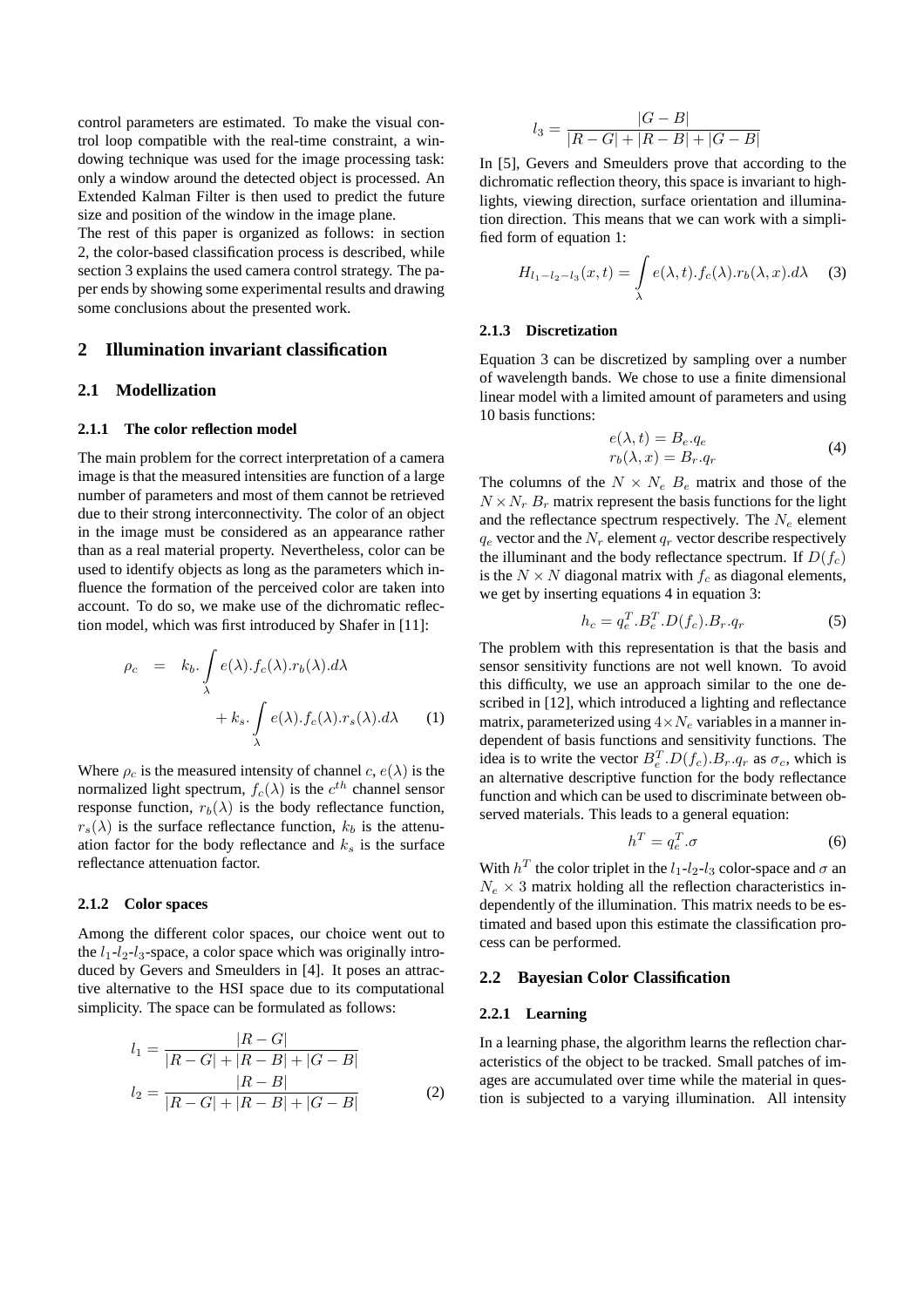control parameters are estimated. To make the visual control loop compatible with the real-time constraint, a windowing technique was used for the image processing task: only a window around the detected object is processed. An Extended Kalman Filter is then used to predict the future size and position of the window in the image plane.

The rest of this paper is organized as follows: in section 2, the color-based classification process is described, while section 3 explains the used camera control strategy. The paper ends by showing some experimental results and drawing some conclusions about the presented work.

## 2 Illumination invariant classification

### 2.1 Modellization

#### 2.1.1 The color reflection model

The main problem for the correct interpretation of a camera image is that the measured intensities are function of a large number of parameters and most of them cannot be retrieved due to their strong interconnectivity. The color of an object in the image must be considered as an appearance rather than as a real material property. Nevertheless, color can be used to identify objects as long as the parameters which influence the formation of the perceived color are taken into account. To do so, we make use of the dichromatic reflection model, which was first introduced by Shafer in [11]:

$$\rho_c = k_b.\int_\lambda e(\lambda).f_c(\lambda).r_b(\lambda).d\lambda + k_s.\int_\lambda e(\lambda).f_c(\lambda).r_s(\lambda).d\lambda \qquad (1)$$

Where $\rho_c$ is the measured intensity of channel $c$, $e(\lambda)$ is the normalized light spectrum, $f_c(\lambda)$ is the $c^{th}$ channel sensor response function, $r_b(\lambda)$ is the body reflectance function, $r_s(\lambda)$ is the surface reflectance function, $k_b$ is the attenuation factor for the body reflectance and $k_s$ is the surface reflectance attenuation factor.

#### 2.1.2 Color spaces

Among the different color spaces, our choice went out to the $l_1$-$l_2$-$l_3$-space, a color space which was originally introduced by Gevers and Smeulders in [4]. It poses an attractive alternative to the HSI space due to its computational simplicity. The space can be formulated as follows:

$$l_1 = \frac{|R-G|}{|R-G|+|R-B|+|G-B|}$$
$$l_2 = \frac{|R-B|}{|R-G|+|R-B|+|G-B|} \qquad (2)$$
$$l_3 = \frac{|G-B|}{|R-G|+|R-B|+|G-B|}$$

In [5], Gevers and Smeulders prove that according to the dichromatic reflection theory, this space is invariant to highlights, viewing direction, surface orientation and illumination direction. This means that we can work with a simplified form of equation 1:

$$H_{l_1-l_2-l_3}(x,t) = \int_\lambda e(\lambda,t).f_c(\lambda).r_b(\lambda,x).d\lambda \qquad (3)$$

#### 2.1.3 Discretization

Equation 3 can be discretized by sampling over a number of wavelength bands. We chose to use a finite dimensional linear model with a limited amount of parameters and using 10 basis functions:

$$\begin{aligned} e(\lambda,t) &= B_e.q_e \\ r_b(\lambda,x) &= B_r.q_r \end{aligned} \qquad (4)$$

The columns of the $N \times N_e$ $B_e$ matrix and those of the $N \times N_r$ $B_r$ matrix represent the basis functions for the light and the reflectance spectrum respectively. The $N_e$ element $q_e$ vector and the $N_r$ element $q_r$ vector describe respectively the illuminant and the body reflectance spectrum. If $D(f_c)$ is the $N \times N$ diagonal matrix with $f_c$ as diagonal elements, we get by inserting equations 4 in equation 3:

$$h_c = q_e^T.B_e^T.D(f_c).B_r.q_r \qquad (5)$$

The problem with this representation is that the basis and sensor sensitivity functions are not well known. To avoid this difficulty, we use an approach similar to the one described in [12], which introduced a lighting and reflectance matrix, parameterized using $4 \times N_e$ variables in a manner independent of basis functions and sensitivity functions. The idea is to write the vector $B_e^T.D(f_c).B_r.q_r$ as $\sigma_c$, which is an alternative descriptive function for the body reflectance function and which can be used to discriminate between observed materials. This leads to a general equation:

$$h^T = q_e^T.\sigma \qquad (6)$$

With $h^T$ the color triplet in the $l_1$-$l_2$-$l_3$ color-space and $\sigma$ an $N_e \times 3$ matrix holding all the reflection characteristics independently of the illumination. This matrix needs to be estimated and based upon this estimate the classification process can be performed.

### 2.2 Bayesian Color Classification

#### 2.2.1 Learning

In a learning phase, the algorithm learns the reflection characteristics of the object to be tracked. Small patches of images are accumulated over time while the material in question is subjected to a varying illumination. All intensity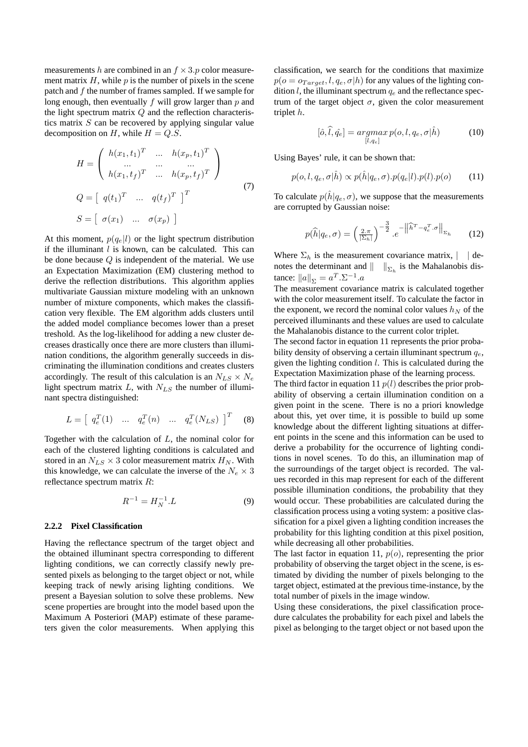measurements $h$ are combined in an $f \times 3.p$ color measurement matrix $H$, while $p$ is the number of pixels in the scene patch and $f$ the number of frames sampled. If we sample for long enough, then eventually $f$ will grow larger than $p$ and the light spectrum matrix $Q$ and the reflection characteristics matrix $S$ can be recovered by applying singular value decomposition on $H$, while $H = Q.S$.

$$
\begin{aligned}
H &= \begin{pmatrix} h(x_1,t_1)^T & ... & h(x_p,t_1)^T \\ ... & ... & ... \\ h(x_1,t_f)^T & ... & h(x_p,t_f)^T \end{pmatrix} \\
Q &= \begin{bmatrix} q(t_1)^T & ... & q(t_f)^T \end{bmatrix}^T \\
S &= \begin{bmatrix} \sigma(x_1) & ... & \sigma(x_p) \end{bmatrix}
\end{aligned}
\tag{7}
$$

At this moment, $p(q_e|l)$ or the light spectrum distribution if the illuminant $l$ is known, can be calculated. This can be done because $Q$ is independent of the material. We use an Expectation Maximization (EM) clustering method to derive the reflection distributions. This algorithm applies multivariate Gaussian mixture modeling with an unknown number of mixture components, which makes the classification very flexible. The EM algorithm adds clusters until the added model compliance becomes lower than a preset treshold. As the log-likelihood for adding a new cluster decreases drastically once there are more clusters than illumination conditions, the algorithm generally succeeds in discriminating the illumination conditions and creates clusters accordingly. The result of this calculation is an $N_{LS} \times N_e$ light spectrum matrix $L$, with $N_{LS}$ the number of illuminant spectra distinguished:

$$
L = \begin{bmatrix} q_e^T(1) & ... & q_e^T(n) & ... & q_e^T(N_{LS}) \end{bmatrix}^T \tag{8}
$$

Together with the calculation of $L$, the nominal color for each of the clustered lighting conditions is calculated and stored in an $N_{LS} \times 3$ color measurement matrix $H_N$. With this knowledge, we can calculate the inverse of the $N_e \times 3$ reflectance spectrum matrix $R$:

$$
R^{-1} = H_N^{-1}.L \tag{9}
$$

#### 2.2.2 Pixel Classification

Having the reflectance spectrum of the target object and the obtained illuminant spectra corresponding to different lighting conditions, we can correctly classify newly presented pixels as belonging to the target object or not, while keeping track of newly arising lighting conditions. We present a Bayesian solution to solve these problems. New scene properties are brought into the model based upon the Maximum A Posteriori (MAP) estimate of these parameters given the color measurements. When applying this classification, we search for the conditions that maximize $p(o = o_{Target}, l, q_e, \sigma|h)$ for any values of the lighting condition $l$, the illuminant spectrum $q_e$ and the reflectance spectrum of the target object $\sigma$, given the color measurement triplet $h$.

$$
[\hat{o}, \widehat{l}, \hat{q_e}] = \underset{[l,q_e]}{argmax}\, p(o, l, q_e, \sigma|\hat{h}) \tag{10}
$$

Using Bayes' rule, it can be shown that:

$$
p(o, l, q_e, \sigma|\hat{h}) \propto p(\hat{h}|q_e, \sigma).p(q_e|l).p(l).p(o) \tag{11}
$$

To calculate $p(\hat{h}|q_e, \sigma)$, we suppose that the measurements are corrupted by Gaussian noise:

$$
p(\widehat{h}|q_e, \sigma) = \left(\frac{2.\pi}{|\Sigma_h|}\right)^{-\frac{3}{2}}.e^{-\left\|\widehat{h}^T - q_e^T.\sigma\right\|_{\Sigma_h}} \tag{12}
$$

Where $\Sigma_h$ is the measurement covariance matrix, $|\ \ |$ denotes the determinant and $\|\ \ \|_{\Sigma_h}$ is the Mahalanobis distance: $\|a\|_{\Sigma} = a^T.\Sigma^{-1}.a$

The measurement covariance matrix is calculated together with the color measurement itself. To calculate the factor in the exponent, we record the nominal color values $h_N$ of the perceived illuminants and these values are used to calculate the Mahalanobis distance to the current color triplet.

The second factor in equation 11 represents the prior probability density of observing a certain illuminant spectrum $q_e$, given the lighting condition $l$. This is calculated during the Expectation Maximization phase of the learning process.

The third factor in equation 11 $p(l)$ describes the prior probability of observing a certain illumination condition on a given point in the scene. There is no a priori knowledge about this, yet over time, it is possible to build up some knowledge about the different lighting situations at different points in the scene and this information can be used to derive a probability for the occurrence of lighting conditions in novel scenes. To do this, an illumination map of the surroundings of the target object is recorded. The values recorded in this map represent for each of the different possible illumination conditions, the probability that they would occur. These probabilities are calculated during the classification process using a voting system: a positive classification for a pixel given a lighting condition increases the probability for this lighting condition at this pixel position, while decreasing all other probabilities.

The last factor in equation 11, $p(o)$, representing the prior probability of observing the target object in the scene, is estimated by dividing the number of pixels belonging to the target object, estimated at the previous time-instance, by the total number of pixels in the image window.

Using these considerations, the pixel classification procedure calculates the probability for each pixel and labels the pixel as belonging to the target object or not based upon the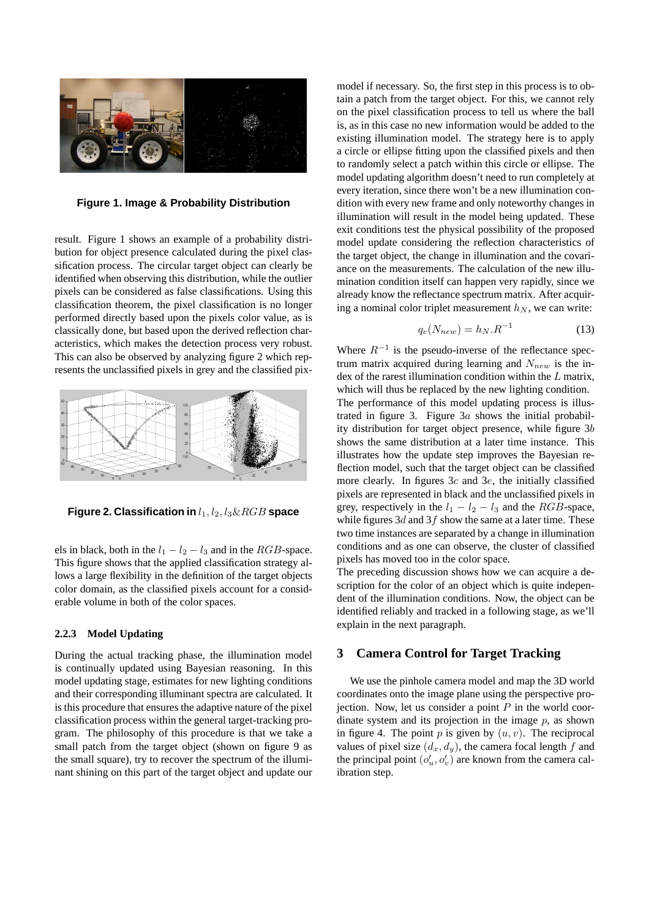**Figure 1. Image & Probability Distribution**

result. Figure 1 shows an example of a probability distribution for object presence calculated during the pixel classification process. The circular target object can clearly be identified when observing this distribution, while the outlier pixels can be considered as false classifications. Using this classification theorem, the pixel classification is no longer performed directly based upon the pixels color value, as is classically done, but based upon the derived reflection characteristics, which makes the detection process very robust. This can also be observed by analyzing figure 2 which represents the unclassified pixels in grey and the classified pixels in black, both in the $l_1 - l_2 - l_3$ and in the $RGB$-space. This figure shows that the applied classification strategy allows a large flexibility in the definition of the target objects color domain, as the classified pixels account for a considerable volume in both of the color spaces.

**Figure 2. Classification in $l_1, l_2, l_3 \& RGB$ space**

### 2.2.3 Model Updating

During the actual tracking phase, the illumination model is continually updated using Bayesian reasoning. In this model updating stage, estimates for new lighting conditions and their corresponding illuminant spectra are calculated. It is this procedure that ensures the adaptive nature of the pixel classification process within the general target-tracking program. The philosophy of this procedure is that we take a small patch from the target object (shown on figure 9 as the small square), try to recover the spectrum of the illuminant shining on this part of the target object and update our model if necessary. So, the first step in this process is to obtain a patch from the target object. For this, we cannot rely on the pixel classification process to tell us where the ball is, as in this case no new information would be added to the existing illumination model. The strategy here is to apply a circle or ellipse fitting upon the classified pixels and then to randomly select a patch within this circle or ellipse. The model updating algorithm doesn't need to run completely at every iteration, since there won't be a new illumination condition with every new frame and only noteworthy changes in illumination will result in the model being updated. These exit conditions test the physical possibility of the proposed model update considering the reflection characteristics of the target object, the change in illumination and the covariance on the measurements. The calculation of the new illumination condition itself can happen very rapidly, since we already know the reflectance spectrum matrix. After acquiring a nominal color triplet measurement $h_N$, we can write:

$$q_e(N_{new}) = h_N.R^{-1} \tag{13}$$

Where $R^{-1}$ is the pseudo-inverse of the reflectance spectrum matrix acquired during learning and $N_{new}$ is the index of the rarest illumination condition within the $L$ matrix, which will thus be replaced by the new lighting condition.

The performance of this model updating process is illustrated in figure 3. Figure $3a$ shows the initial probability distribution for target object presence, while figure $3b$ shows the same distribution at a later time instance. This illustrates how the update step improves the Bayesian reflection model, such that the target object can be classified more clearly. In figures $3c$ and $3e$, the initially classified pixels are represented in black and the unclassified pixels in grey, respectively in the $l_1 - l_2 - l_3$ and the $RGB$-space, while figures $3d$ and $3f$ show the same at a later time. These two time instances are separated by a change in illumination conditions and as one can observe, the cluster of classified pixels has moved too in the color space.

The preceding discussion shows how we can acquire a description for the color of an object which is quite independent of the illumination conditions. Now, the object can be identified reliably and tracked in a following stage, as we'll explain in the next paragraph.

## 3 Camera Control for Target Tracking

We use the pinhole camera model and map the 3D world coordinates onto the image plane using the perspective projection. Now, let us consider a point $P$ in the world coordinate system and its projection in the image $p$, as shown in figure 4. The point $p$ is given by $(u, v)$. The reciprocal values of pixel size $(d_x, d_y)$, the camera focal length $f$ and the principal point $(o'_u, o'_v)$ are known from the camera calibration step.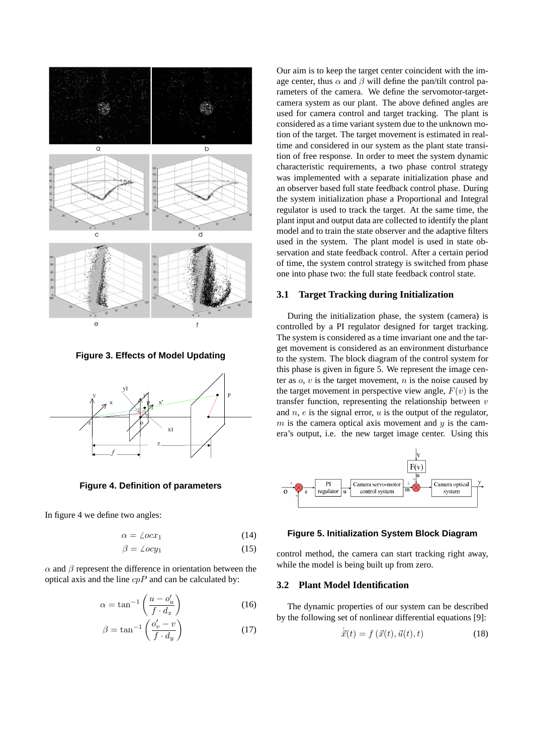Figure 3. Effects of Model Updating

Figure 4. Definition of parameters

In figure 4 we define two angles:

$$\alpha = \angle ocx_1 \tag{14}$$

$$\beta = \angle ocy_1 \tag{15}$$

$\alpha$ and $\beta$ represent the difference in orientation between the optical axis and the line $cpP$ and can be calculated by:

$$\alpha = \tan^{-1}\left(\frac{u - o'_u}{f \cdot d_x}\right) \tag{16}$$

$$\beta = \tan^{-1}\left(\frac{o'_v - v}{f \cdot d_y}\right) \tag{17}$$

Our aim is to keep the target center coincident with the image center, thus $\alpha$ and $\beta$ will define the pan/tilt control parameters of the camera. We define the servomotor-target-camera system as our plant. The above defined angles are used for camera control and target tracking. The plant is considered as a time variant system due to the unknown motion of the target. The target movement is estimated in real-time and considered in our system as the plant state transition of free response. In order to meet the system dynamic characteristic requirements, a two phase control strategy was implemented with a separate initialization phase and an observer based full state feedback control phase. During the system initialization phase a Proportional and Integral regulator is used to track the target. At the same time, the plant input and output data are collected to identify the plant model and to train the state observer and the adaptive filters used in the system. The plant model is used in state observation and state feedback control. After a certain period of time, the system control strategy is switched from phase one into phase two: the full state feedback control state.

## 3.1 Target Tracking during Initialization

During the initialization phase, the system (camera) is controlled by a PI regulator designed for target tracking. The system is considered as a time invariant one and the target movement is considered as an environment disturbance to the system. The block diagram of the control system for this phase is given in figure 5. We represent the image center as $o$, $v$ is the target movement, $n$ is the noise caused by the target movement in perspective view angle, $F(v)$ is the transfer function, representing the relationship between $v$ and $n$, $e$ is the signal error, $u$ is the output of the regulator, $m$ is the camera optical axis movement and $y$ is the camera's output, i.e. the new target image center. Using this control method, the camera can start tracking right away, while the model is being built up from zero.

Figure 5. Initialization System Block Diagram

## 3.2 Plant Model Identification

The dynamic properties of our system can be described by the following set of nonlinear differential equations [9]:

$$\dot{\vec{x}}(t) = f\left(\vec{x}(t), \vec{u}(t), t\right) \tag{18}$$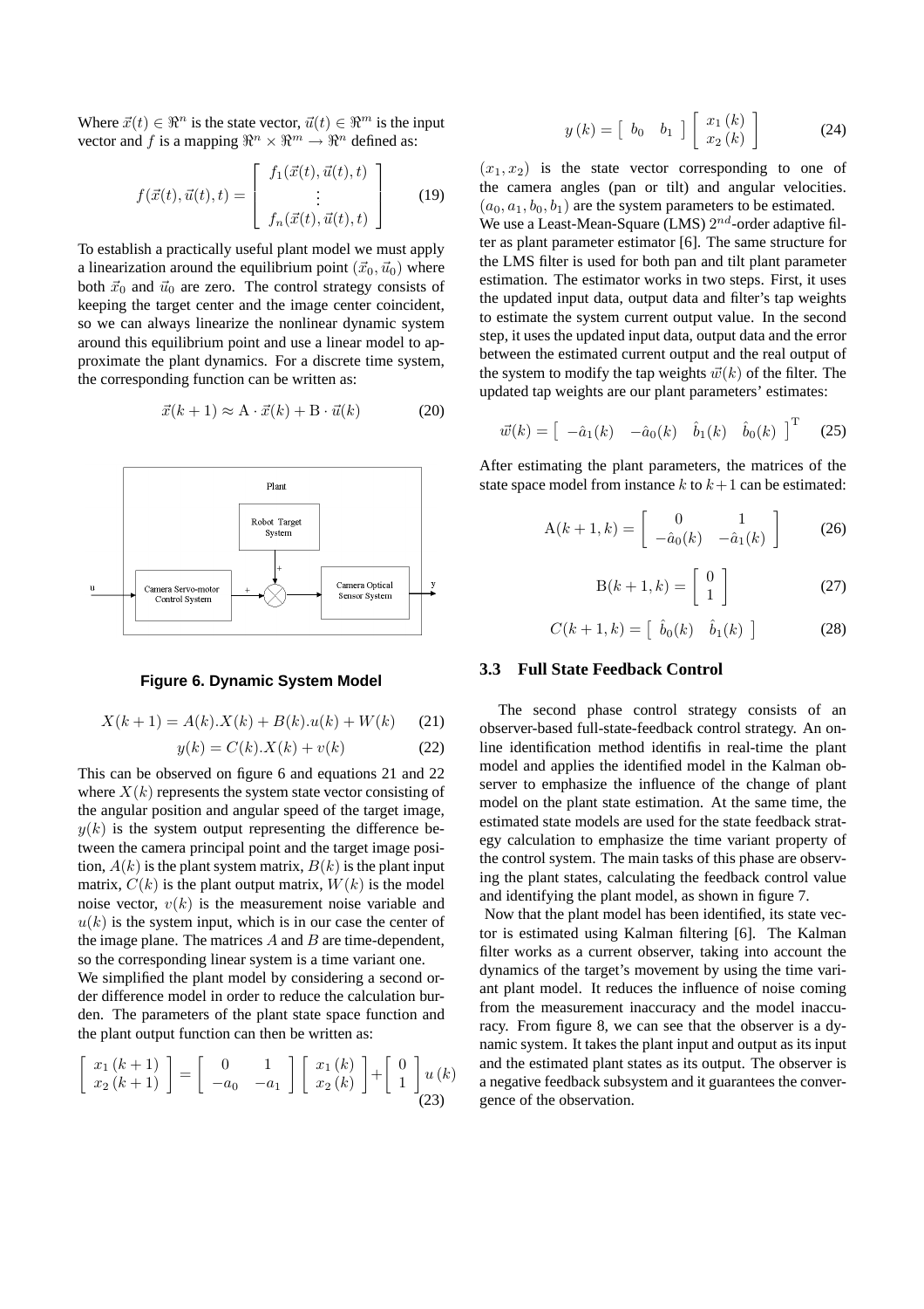Where $\vec{x}(t) \in \Re^n$ is the state vector, $\vec{u}(t) \in \Re^m$ is the input vector and $f$ is a mapping $\Re^n \times \Re^m \rightarrow \Re^n$ defined as:

$$f(\vec{x}(t), \vec{u}(t), t) = \begin{bmatrix} f_1(\vec{x}(t), \vec{u}(t), t) \\ \vdots \\ f_n(\vec{x}(t), \vec{u}(t), t) \end{bmatrix} \tag{19}$$

To establish a practically useful plant model we must apply a linearization around the equilibrium point $(\vec{x}_0, \vec{u}_0)$ where both $\vec{x}_0$ and $\vec{u}_0$ are zero. The control strategy consists of keeping the target center and the image center coincident, so we can always linearize the nonlinear dynamic system around this equilibrium point and use a linear model to approximate the plant dynamics. For a discrete time system, the corresponding function can be written as:

$$\vec{x}(k+1) \approx \mathrm{A} \cdot \vec{x}(k) + \mathrm{B} \cdot \vec{u}(k) \tag{20}$$

**Figure 6. Dynamic System Model**

$$X(k+1) = A(k).X(k) + B(k).u(k) + W(k) \tag{21}$$

$$y(k) = C(k).X(k) + v(k) \tag{22}$$

This can be observed on figure 6 and equations 21 and 22 where $X(k)$ represents the system state vector consisting of the angular position and angular speed of the target image, $y(k)$ is the system output representing the difference between the camera principal point and the target image position, $A(k)$ is the plant system matrix, $B(k)$ is the plant input matrix, $C(k)$ is the plant output matrix, $W(k)$ is the model noise vector, $v(k)$ is the measurement noise variable and $u(k)$ is the system input, which is in our case the center of the image plane. The matrices $A$ and $B$ are time-dependent, so the corresponding linear system is a time variant one.

We simplified the plant model by considering a second order difference model in order to reduce the calculation burden. The parameters of the plant state space function and the plant output function can then be written as:

$$\begin{bmatrix} x_1(k+1) \\ x_2(k+1) \end{bmatrix} = \begin{bmatrix} 0 & 1 \\ -a_0 & -a_1 \end{bmatrix} \begin{bmatrix} x_1(k) \\ x_2(k) \end{bmatrix} + \begin{bmatrix} 0 \\ 1 \end{bmatrix} u(k) \tag{23}$$

$$y(k) = \begin{bmatrix} b_0 & b_1 \end{bmatrix} \begin{bmatrix} x_1(k) \\ x_2(k) \end{bmatrix} \tag{24}$$

$(x_1, x_2)$ is the state vector corresponding to one of the camera angles (pan or tilt) and angular velocities. $(a_0, a_1, b_0, b_1)$ are the system parameters to be estimated.

We use a Least-Mean-Square (LMS) $2^{nd}$-order adaptive filter as plant parameter estimator [6]. The same structure for the LMS filter is used for both pan and tilt plant parameter estimation. The estimator works in two steps. First, it uses the updated input data, output data and filter's tap weights to estimate the system current output value. In the second step, it uses the updated input data, output data and the error between the estimated current output and the real output of the system to modify the tap weights $\vec{w}(k)$ of the filter. The updated tap weights are our plant parameters' estimates:

$$\vec{w}(k) = \begin{bmatrix} -\hat{a}_1(k) & -\hat{a}_0(k) & \hat{b}_1(k) & \hat{b}_0(k) \end{bmatrix}^{\mathrm{T}} \tag{25}$$

After estimating the plant parameters, the matrices of the state space model from instance $k$ to $k+1$ can be estimated:

$$\mathrm{A}(k+1,k) = \begin{bmatrix} 0 & 1 \\ -\hat{a}_0(k) & -\hat{a}_1(k) \end{bmatrix} \tag{26}$$

$$\mathrm{B}(k+1,k) = \begin{bmatrix} 0 \\ 1 \end{bmatrix} \tag{27}$$

$$C(k+1,k) = \begin{bmatrix} \hat{b}_0(k) & \hat{b}_1(k) \end{bmatrix} \tag{28}$$

### 3.3 Full State Feedback Control

The second phase control strategy consists of an observer-based full-state-feedback control strategy. An online identification method identifis in real-time the plant model and applies the identified model in the Kalman observer to emphasize the influence of the change of plant model on the plant state estimation. At the same time, the estimated state models are used for the state feedback strategy calculation to emphasize the time variant property of the control system. The main tasks of this phase are observing the plant states, calculating the feedback control value and identifying the plant model, as shown in figure 7.

Now that the plant model has been identified, its state vector is estimated using Kalman filtering [6]. The Kalman filter works as a current observer, taking into account the dynamics of the target's movement by using the time variant plant model. It reduces the influence of noise coming from the measurement inaccuracy and the model inaccuracy. From figure 8, we can see that the observer is a dynamic system. It takes the plant input and output as its input and the estimated plant states as its output. The observer is a negative feedback subsystem and it guarantees the convergence of the observation.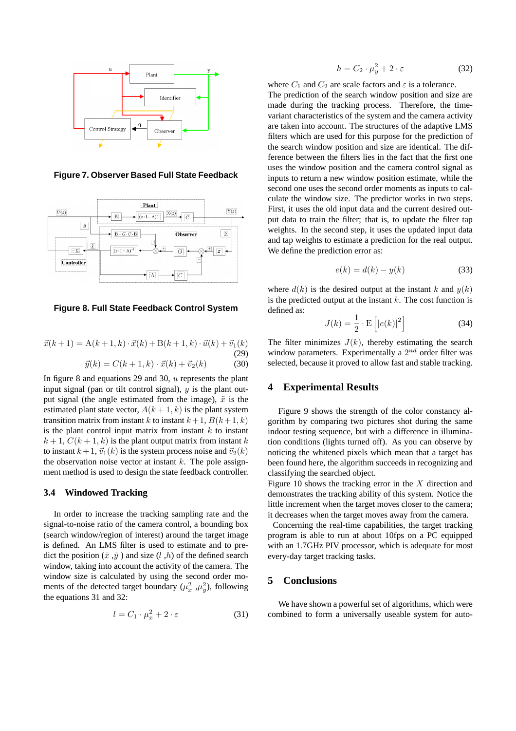**Figure 7. Observer Based Full State Feedback**

**Figure 8. Full State Feedback Control System**

$$\vec{x}(k+1) = \mathrm{A}(k+1,k)\cdot\vec{x}(k) + \mathrm{B}(k+1,k)\cdot\vec{u}(k) + \vec{v}_1(k) \quad (29)$$

$$\vec{y}(k) = C(k+1,k)\cdot\vec{x}(k) + \vec{v}_2(k) \quad (30)$$

In figure 8 and equations 29 and 30, $u$ represents the plant input signal (pan or tilt control signal), $y$ is the plant output signal (the angle estimated from the image), $\tilde{x}$ is the estimated plant state vector, $A(k+1,k)$ is the plant system transition matrix from instant $k$ to instant $k+1$, $B(k+1,k)$ is the plant control input matrix from instant $k$ to instant $k+1$, $C(k+1,k)$ is the plant output matrix from instant $k$ to instant $k+1$, $\vec{v}_1(k)$ is the system process noise and $\vec{v}_2(k)$ the observation noise vector at instant $k$. The pole assignment method is used to design the state feedback controller.

### 3.4 Windowed Tracking

In order to increase the tracking sampling rate and the signal-to-noise ratio of the camera control, a bounding box (search window/region of interest) around the target image is defined. An LMS filter is used to estimate and to predict the position ($\bar{x}$ ,$\bar{y}$ ) and size ($l$ ,$h$) of the defined search window, taking into account the activity of the camera. The window size is calculated by using the second order moments of the detected target boundary ($\mu_x^2$ ,$\mu_y^2$), following the equations 31 and 32:

$$l = C_1\cdot\mu_x^2 + 2\cdot\varepsilon \quad (31)$$

$$h = C_2\cdot\mu_y^2 + 2\cdot\varepsilon \quad (32)$$

where $C_1$ and $C_2$ are scale factors and $\varepsilon$ is a tolerance.
The prediction of the search window position and size are made during the tracking process. Therefore, the time-variant characteristics of the system and the camera activity are taken into account. The structures of the adaptive LMS filters which are used for this purpose for the prediction of the search window position and size are identical. The difference between the filters lies in the fact that the first one uses the window position and the camera control signal as inputs to return a new window position estimate, while the second one uses the second order moments as inputs to calculate the window size. The predictor works in two steps. First, it uses the old input data and the current desired output data to train the filter; that is, to update the filter tap weights. In the second step, it uses the updated input data and tap weights to estimate a prediction for the real output. We define the prediction error as:

$$e(k) = d(k) - y(k) \quad (33)$$

where $d(k)$ is the desired output at the instant $k$ and $y(k)$ is the predicted output at the instant $k$. The cost function is defined as:

$$J(k) = \frac{1}{2}\cdot \mathrm{E}\left[|e(k)|^2\right] \quad (34)$$

The filter minimizes $J(k)$, thereby estimating the search window parameters. Experimentally a $2^{nd}$ order filter was selected, because it proved to allow fast and stable tracking.

## 4 Experimental Results

Figure 9 shows the strength of the color constancy algorithm by comparing two pictures shot during the same indoor testing sequence, but with a difference in illumination conditions (lights turned off). As you can observe by noticing the whitened pixels which mean that a target has been found here, the algorithm succeeds in recognizing and classifying the searched object.
Figure 10 shows the tracking error in the $X$ direction and demonstrates the tracking ability of this system. Notice the little increment when the target moves closer to the camera; it decreases when the target moves away from the camera.
Concerning the real-time capabilities, the target tracking program is able to run at about 10fps on a PC equipped with an 1.7GHz PIV processor, which is adequate for most every-day target tracking tasks.

## 5 Conclusions

We have shown a powerful set of algorithms, which were combined to form a universally useable system for auto-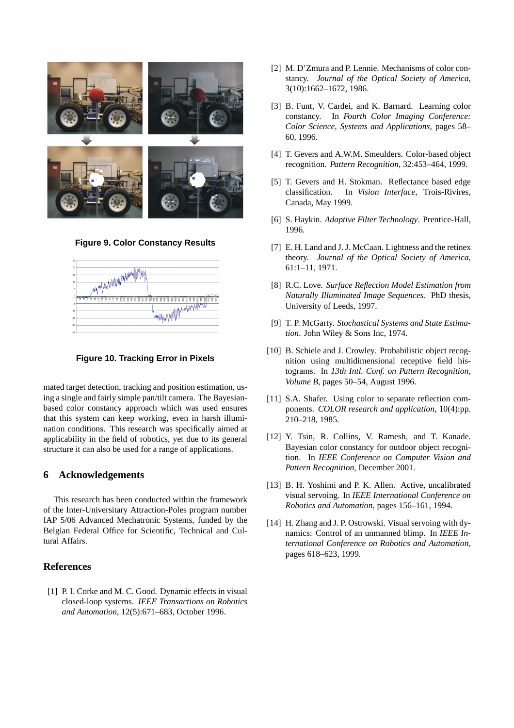Figure 9. Color Constancy Results

25
20
15
10
5
0
-5
-10
-15
-20
-25

Figure 10. Tracking Error in Pixels

mated target detection, tracking and position estimation, using a single and fairly simple pan/tilt camera. The Bayesian-based color constancy approach which was used ensures that this system can keep working, even in harsh illumination conditions. This research was specifically aimed at applicability in the field of robotics, yet due to its general structure it can also be used for a range of applications.

## 6 Acknowledgements

This research has been conducted within the framework of the Inter-Universitary Attraction-Poles program number IAP 5/06 Advanced Mechatronic Systems, funded by the Belgian Federal Office for Scientific, Technical and Cultural Affairs.

## References

[1] P. I. Corke and M. C. Good. Dynamic effects in visual closed-loop systems. *IEEE Transactions on Robotics and Automation*, 12(5):671–683, October 1996.

[2] M. D'Zmura and P. Lennie. Mechanisms of color constancy. *Journal of the Optical Society of America*, 3(10):1662–1672, 1986.

[3] B. Funt, V. Cardei, and K. Barnard. Learning color constancy. In *Fourth Color Imaging Conference: Color Science, Systems and Applications*, pages 58–60, 1996.

[4] T. Gevers and A.W.M. Smeulders. Color-based object recognition. *Pattern Recognition*, 32:453–464, 1999.

[5] T. Gevers and H. Stokman. Reflectance based edge classification. In *Vision Interface*, Trois-Rivires, Canada, May 1999.

[6] S. Haykin. *Adaptive Filter Technology*. Prentice-Hall, 1996.

[7] E. H. Land and J. J. McCaan. Lightness and the retinex theory. *Journal of the Optical Society of America*, 61:1–11, 1971.

[8] R.C. Love. *Surface Reflection Model Estimation from Naturally Illuminated Image Sequences*. PhD thesis, University of Leeds, 1997.

[9] T. P. McGarty. *Stochastical Systems and State Estimation*. John Wiley & Sons Inc, 1974.

[10] B. Schiele and J. Crowley. Probabilistic object recognition using multidimensional receptive field histograms. In *13th Intl. Conf. on Pattern Recognition, Volume B*, pages 50–54, August 1996.

[11] S.A. Shafer. Using color to separate reflection components. *COLOR research and application*, 10(4):pp. 210–218, 1985.

[12] Y. Tsin, R. Collins, V. Ramesh, and T. Kanade. Bayesian color constancy for outdoor object recognition. In *IEEE Conference on Computer Vision and Pattern Recognition*, December 2001.

[13] B. H. Yoshimi and P. K. Allen. Active, uncalibrated visual servoing. In *IEEE International Conference on Robotics and Automation*, pages 156–161, 1994.

[14] H. Zhang and J. P. Ostrowski. Visual servoing with dynamics: Control of an unmanned blimp. In *IEEE International Conference on Robotics and Automation*, pages 618–623, 1999.